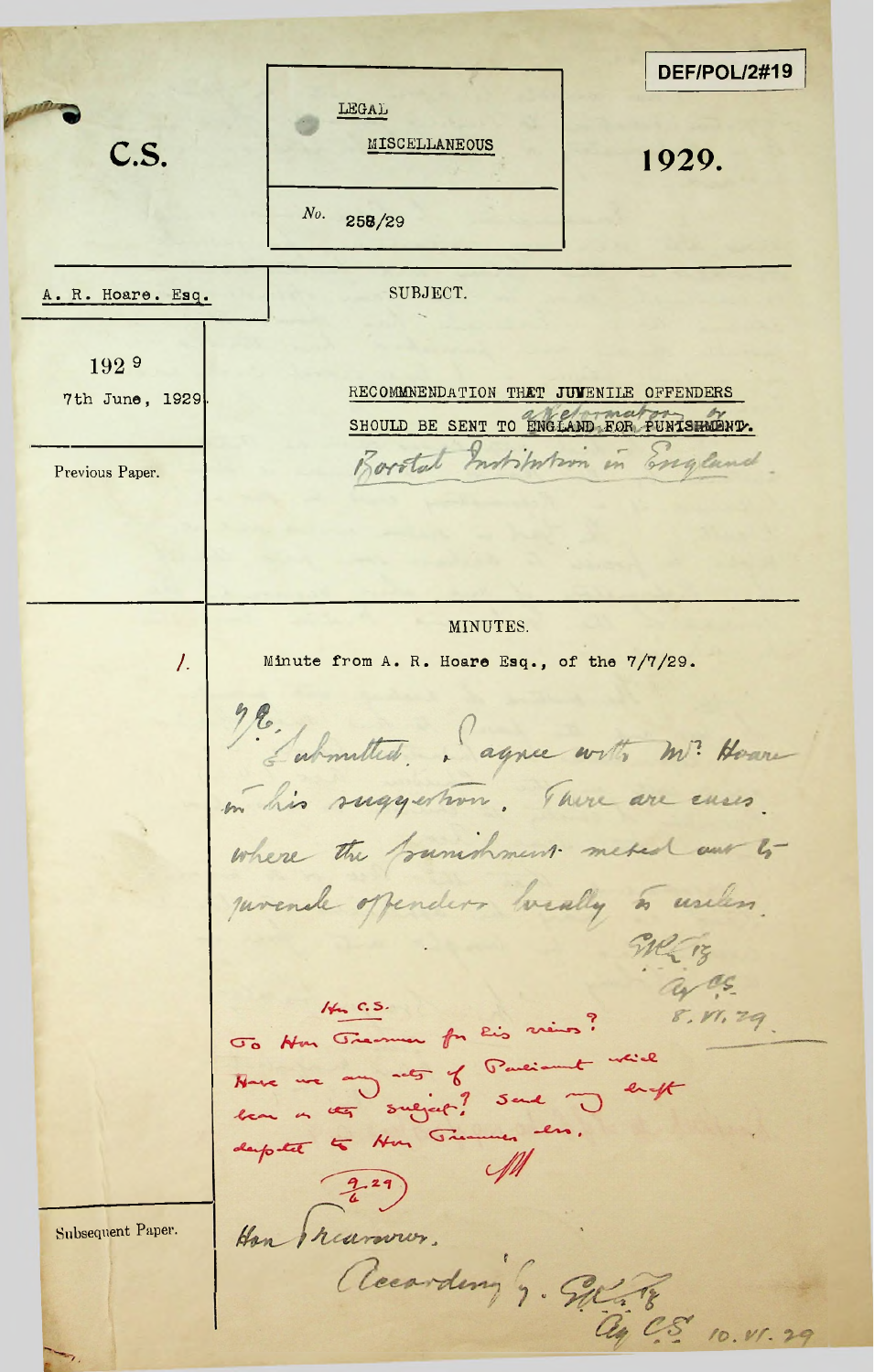DEF/POL/2#19

C.S.

LEGAL

MISCELLANEOUS

No. 258/29

1929.

A. R. Hoare. Esq.

SUBJECT.

1929

7th June, 1929.

RECOMMENDATION THAT JUVENILE OFFENDERS SHOULD BE SENT TO ~~ENGLAND FOR PUNISHMENT~~ a Reformatory or Borstal Institution in England.

Previous Paper.

MINUTES.

1. Minute from A. R. Hoare Esq., of the 7/7/29.

H.E.

Submitted. I agree with Mr. Hoare in his suggestion. There are cases where the punishment meted out to juvenile offenders locally is useless.

G.W.E.R.

Ag C.S.

8. VI. 29.

Hon C.S.

To Hon Treasurer for his views? Have we any acts of Parliament which bear on the subject? Send any draft despatch to Hon Treasurer also.

(9/6/29)

Subsequent Paper.

Hon Treasurer,

Accordingly. G.W.E.R.

Ag C.S. 10. VI. 29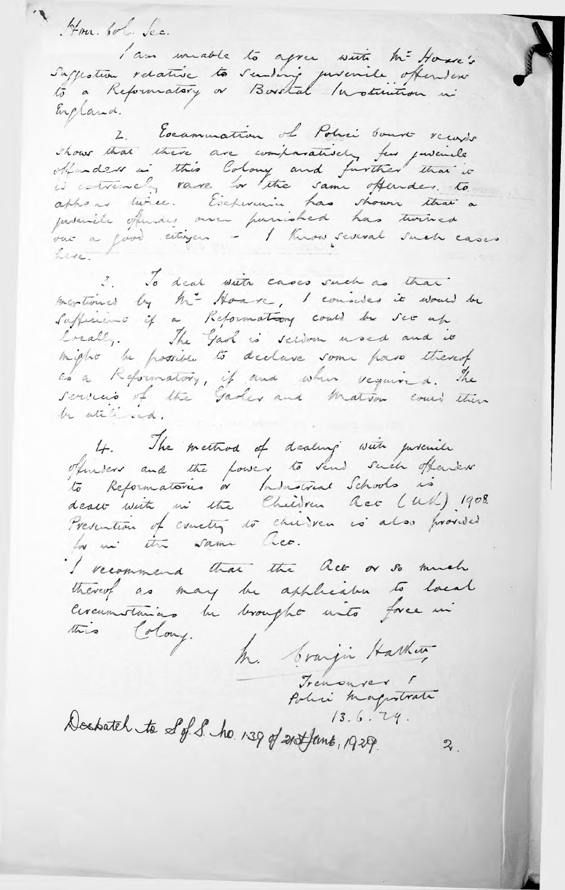Hon. Col. Sec.

I am unable to agree with Mr Hoare's suggestion relative to sending juvenile offenders to a Reformatory or Borstal Institution in England.

2. Examination of Police Court records shows that there are comparatively few juvenile offenders in this Colony and further that it is extremely rare for the same offender to appear twice. Experience has shown that a juvenile offender once punished has turned out a good citizen - I know several such cases here.

3. To deal with cases such as that mentioned by Mr Hoare, I consider it would be sufficient if a Reformatory could be set up locally. The Gaol is seldom used and it might be possible to declare some part thereof as a Reformatory, if and when required. The services of the Gaoler and Matron could then be utilised.

4. The method of dealing with juvenile offenders and the power to send such offenders to Reformatories or Industrial Schools is dealt with in the Children Act (UK) 1908. Prevention of cruelty to children is also provided for in the same Act.

I recommend that the Act or so much thereof as may be applicable to local circumstances be brought into force in this Colony.

M. Cranjie Hatkey
Treasurer &
Police Magistrate
13.6.29.

Despatch to S of S. No. 139 of 21st June, 1929.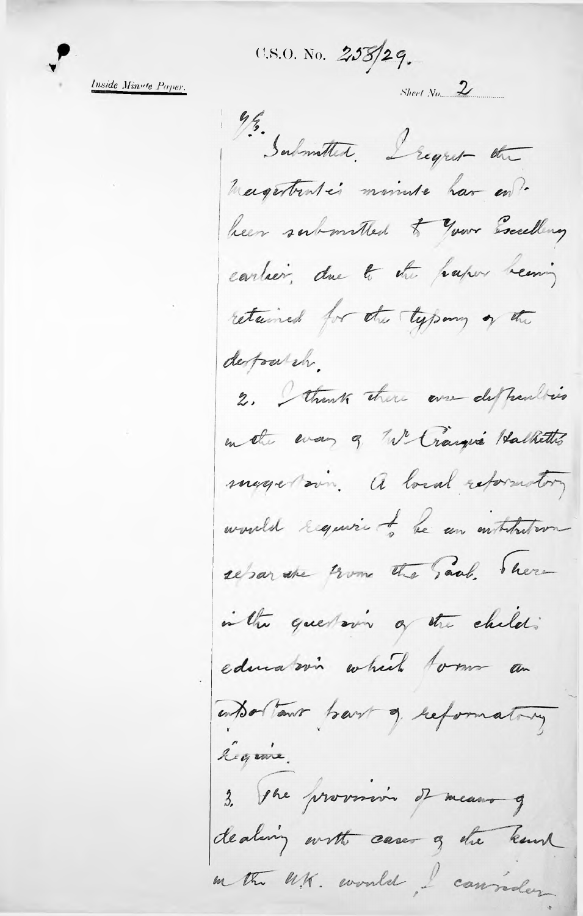C.S.O. No. 258/29.

Inside Minute Paper.

Sheet No. 2

Y.E.

Submitted. I regret the Magistrate's minute has not been submitted to Your Excellency earlier, due to the paper being retained for the typing of the despatch.

2. I think there are difficulties in the way of Mr Craigie Halkett's suggestion. A local reformatory would require to be an institution separate from the Gaol. There is the question of the child's education which forms an important part of reformatory régime.

3. The provision of means of dealing with cases of the kind in the U.K. would I consider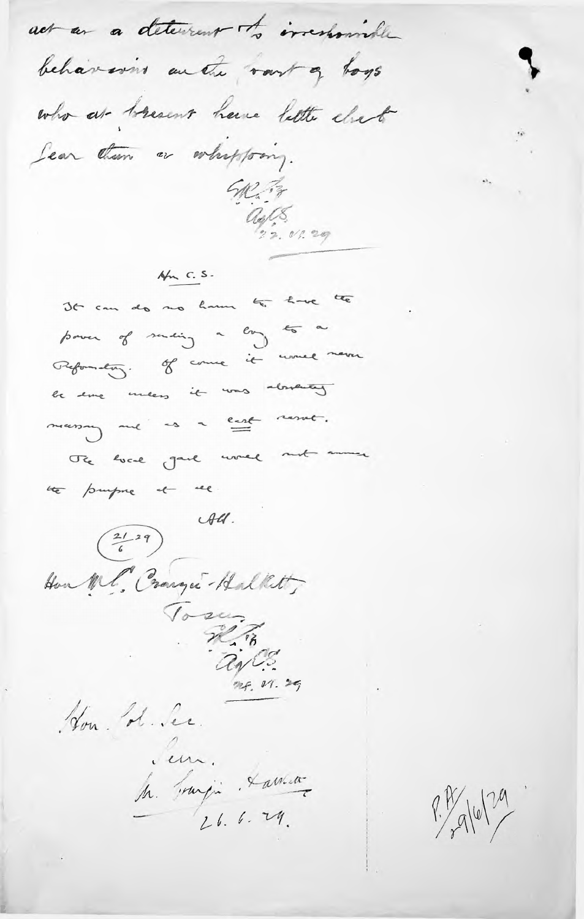act as a deterrent to irresponsible behaviour on the part of boys who at present have little cheat fear than a whipping.

E.R. T.
Ag. A.G.
22. 06. 29

---

Hon. C.S.

It can do no harm to have the power of sending a boy to a Reformatory. Of course it would never be done unless it was absolutely necessary and as a last resort.

The local gaol would not answer the purpose at all.

A.G.

(21/6 29)

Hon. M.C. Crangie-Halkett,

To see.

E.R. T.
Ag. C.S.
25. 06. 29

---

Hon. Col. Sec.

Seen.

M. Crangie-Halkett
26. 6. 29.

P.A.
29/6/29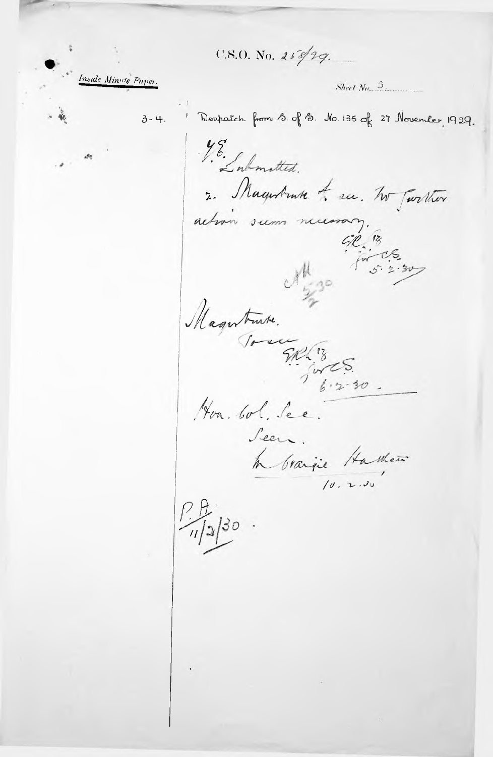C.S.O. No. 258/29.

*Inside Minute Paper.*

Sheet No. 3.

3-4. | Despatch from S. of S. No. 135 of 27 November, 1929.

Y.E.
Submitted.

2. Magistrate to see. No further action seems necessary.

GR 13
for C.S.
5.2.30

AH
5/2/30

Magistrate.
To see
GR 13
for C.S.
6.2.30.

Hon. Col. Sec.
Seen.
M. Craigie Halkett
10.2.30

P.A.
11/2/30.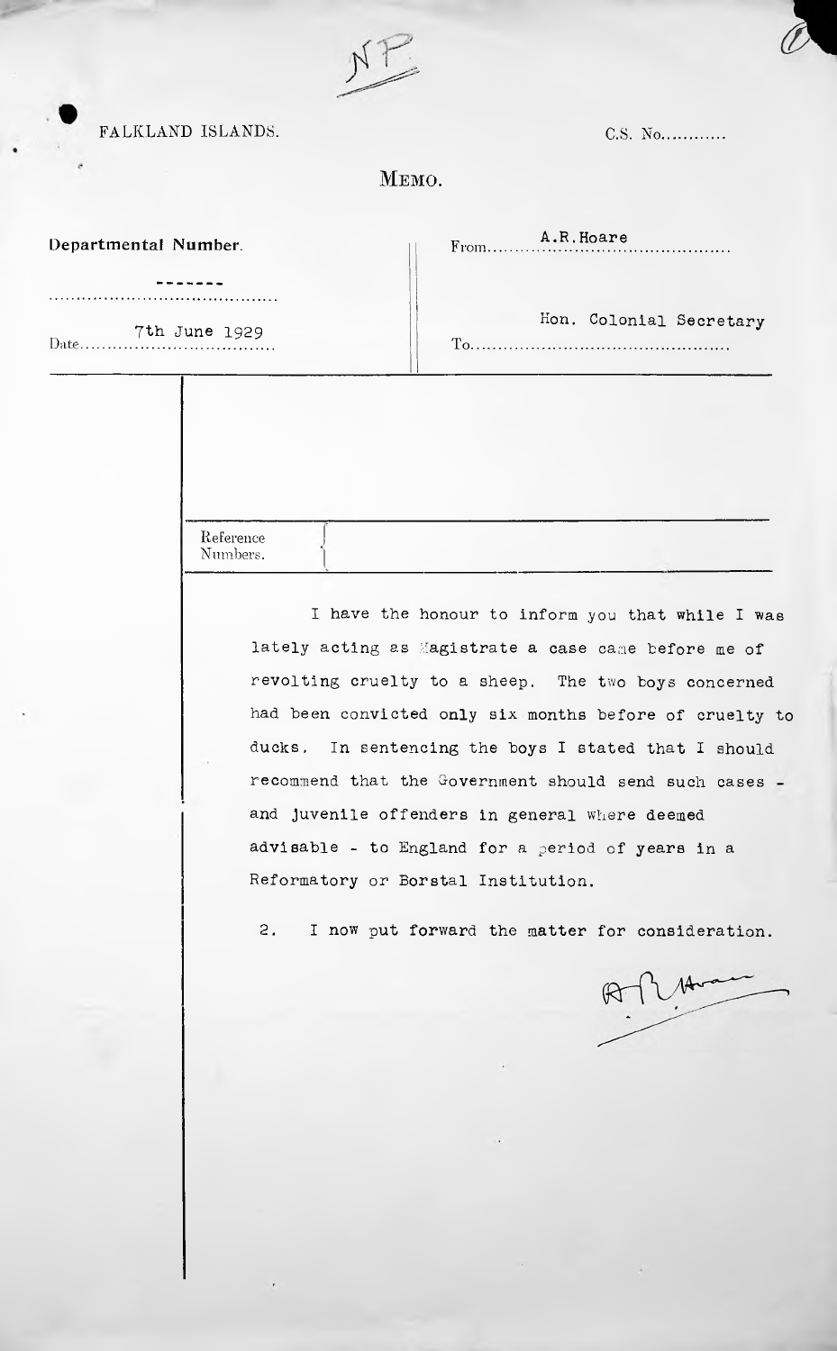NP

FALKLAND ISLANDS.

C.S. No...........

# MEMO.

| Departmental Number. | From A.R.Hoare |
| --- | --- |
| ------- | |
| Date 7th June 1929 | To Hon. Colonial Secretary |

Reference Numbers.

I have the honour to inform you that while I was lately acting as Magistrate a case came before me of revolting cruelty to a sheep. The two boys concerned had been convicted only six months before of cruelty to ducks. In sentencing the boys I stated that I should recommend that the Government should send such cases - and juvenile offenders in general where deemed advisable - to England for a period of years in a Reformatory or Borstal Institution.

2. I now put forward the matter for consideration.

A R Hoare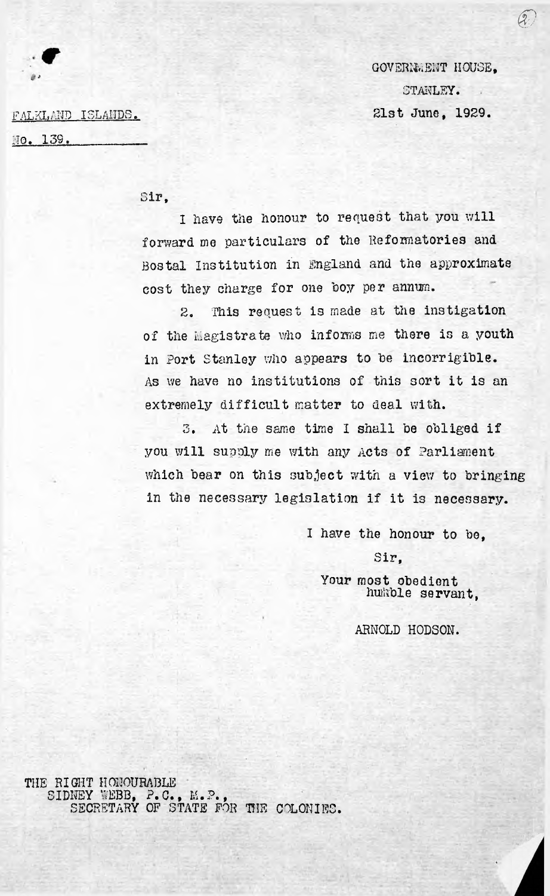FALKLAND ISLANDS.
No. 139.

GOVERNMENT HOUSE,
STANLEY.
21st June, 1929.

Sir,

I have the honour to request that you will forward me particulars of the Reformatories and Bostal Institution in England and the approximate cost they charge for one boy per annum.

2. This request is made at the instigation of the Magistrate who informs me there is a youth in Port Stanley who appears to be incorrigible. As we have no institutions of this sort it is an extremely difficult matter to deal with.

3. At the same time I shall be obliged if you will supply me with any Acts of Parliament which bear on this subject with a view to bringing in the necessary legislation if it is necessary.

I have the honour to be,
Sir,
Your most obedient humble servant,

ARNOLD HODSON.

THE RIGHT HONOURABLE
SIDNEY WEBB, P.C., M.P.,
SECRETARY OF STATE FOR THE COLONIES.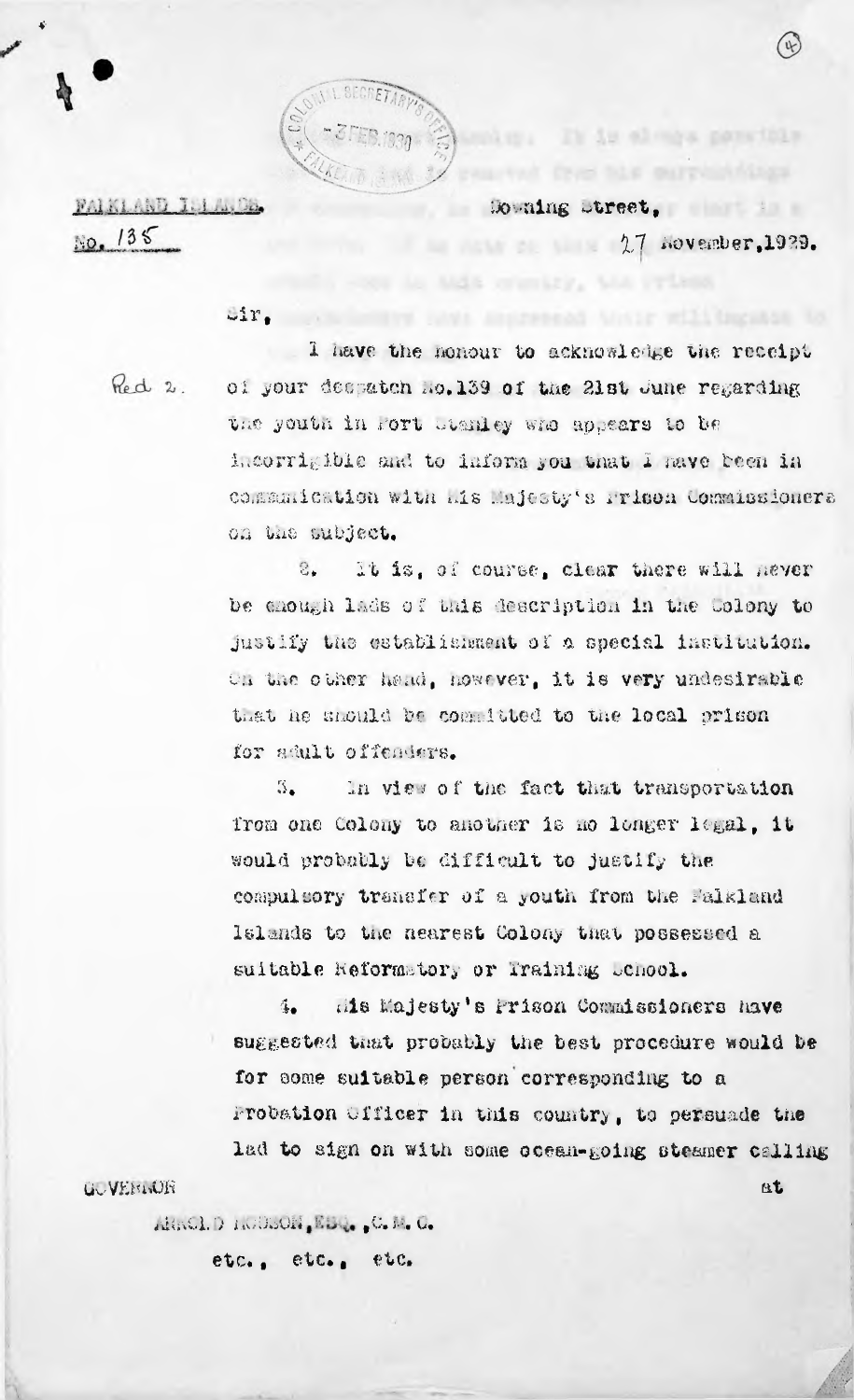FALKLAND ISLANDS.

No. 135

Downing Street,

27 November, 1929.

Sir,

Red 2.

I have the honour to acknowledge the receipt of your despatch No. 139 of the 21st June regarding the youth in Port Stanley who appears to be incorrigible and to inform you that I have been in communication with His Majesty's Prison Commissioners on the subject.

2. It is, of course, clear there will never be enough lads of this description in the Colony to justify the establishment of a special institution. On the other hand, however, it is very undesirable that he should be committed to the local prison for adult offenders.

3. In view of the fact that transportation from one Colony to another is no longer legal, it would probably be difficult to justify the compulsory transfer of a youth from the Falkland Islands to the nearest Colony that possessed a suitable Reformatory or Training School.

4. His Majesty's Prison Commissioners have suggested that probably the best procedure would be for some suitable person corresponding to a Probation Officer in this country, to persuade the lad to sign on with some ocean-going steamer calling at

GOVERNOR

ARNOLD HODSON, ESQ., C.M.G.

etc., etc., etc.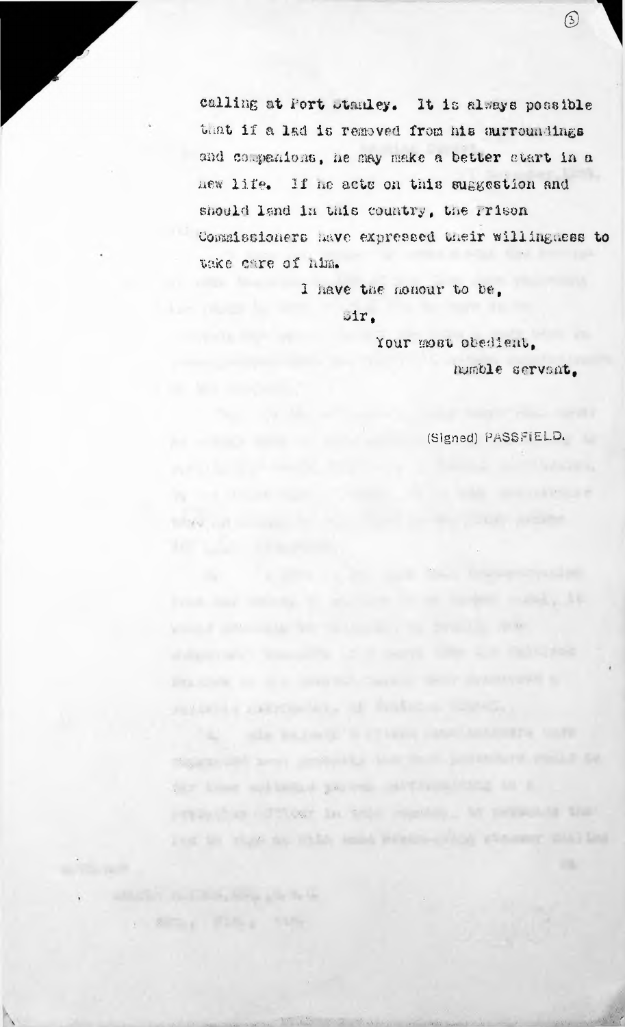calling at Port Stanley. It is always possible that if a lad is removed from his surroundings and companions, he may make a better start in a new life. If he acts on this suggestion and should land in this country, the Prison Commissioners have expressed their willingness to take care of him.

I have the honour to be,

Sir,

Your most obedient,

humble servant,

(Signed) PASSFIELD.